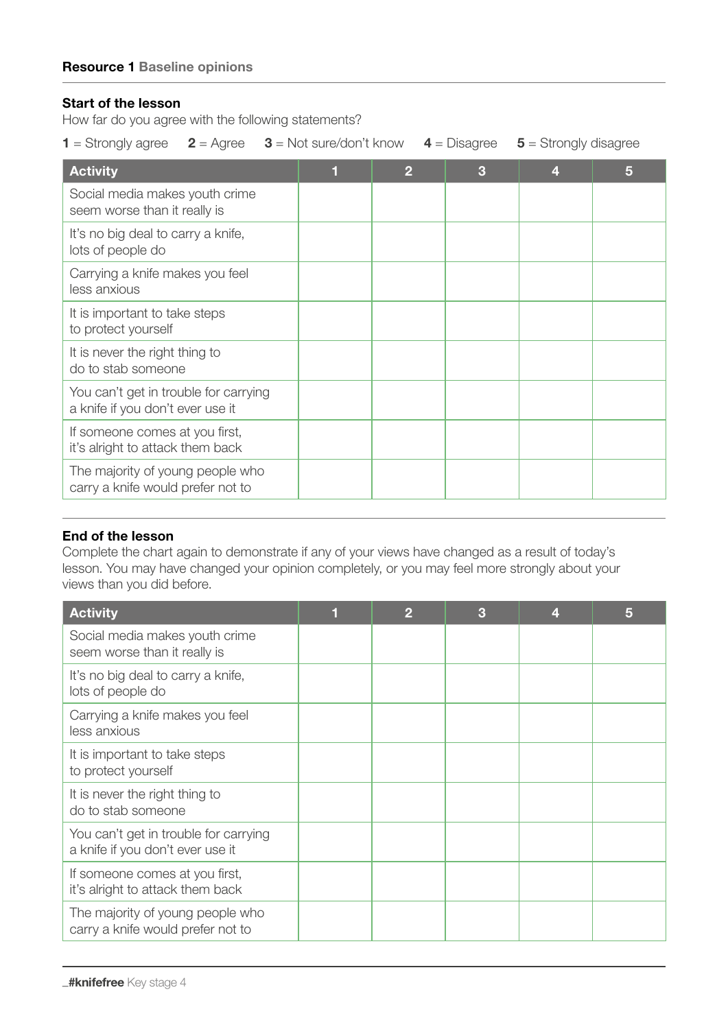**Resource 1** Baseline opinions

### Start of the lesson

How far do you agree with the following statements?

**1** = Strongly agree **2** = Agree **3** = Not sure/don't know **4** = Disagree **5** = Strongly disagree

| Activity | 1 | 2 | 3 | 4 | 5 |
|---|---|---|---|---|---|
| Social media makes youth crime seem worse than it really is | | | | | |
| It's no big deal to carry a knife, lots of people do | | | | | |
| Carrying a knife makes you feel less anxious | | | | | |
| It is important to take steps to protect yourself | | | | | |
| It is never the right thing to do to stab someone | | | | | |
| You can't get in trouble for carrying a knife if you don't ever use it | | | | | |
| If someone comes at you first, it's alright to attack them back | | | | | |
| The majority of young people who carry a knife would prefer not to | | | | | |

### End of the lesson

Complete the chart again to demonstrate if any of your views have changed as a result of today's lesson. You may have changed your opinion completely, or you may feel more strongly about your views than you did before.

| Activity | 1 | 2 | 3 | 4 | 5 |
|---|---|---|---|---|---|
| Social media makes youth crime seem worse than it really is | | | | | |
| It's no big deal to carry a knife, lots of people do | | | | | |
| Carrying a knife makes you feel less anxious | | | | | |
| It is important to take steps to protect yourself | | | | | |
| It is never the right thing to do to stab someone | | | | | |
| You can't get in trouble for carrying a knife if you don't ever use it | | | | | |
| If someone comes at you first, it's alright to attack them back | | | | | |
| The majority of young people who carry a knife would prefer not to | | | | | |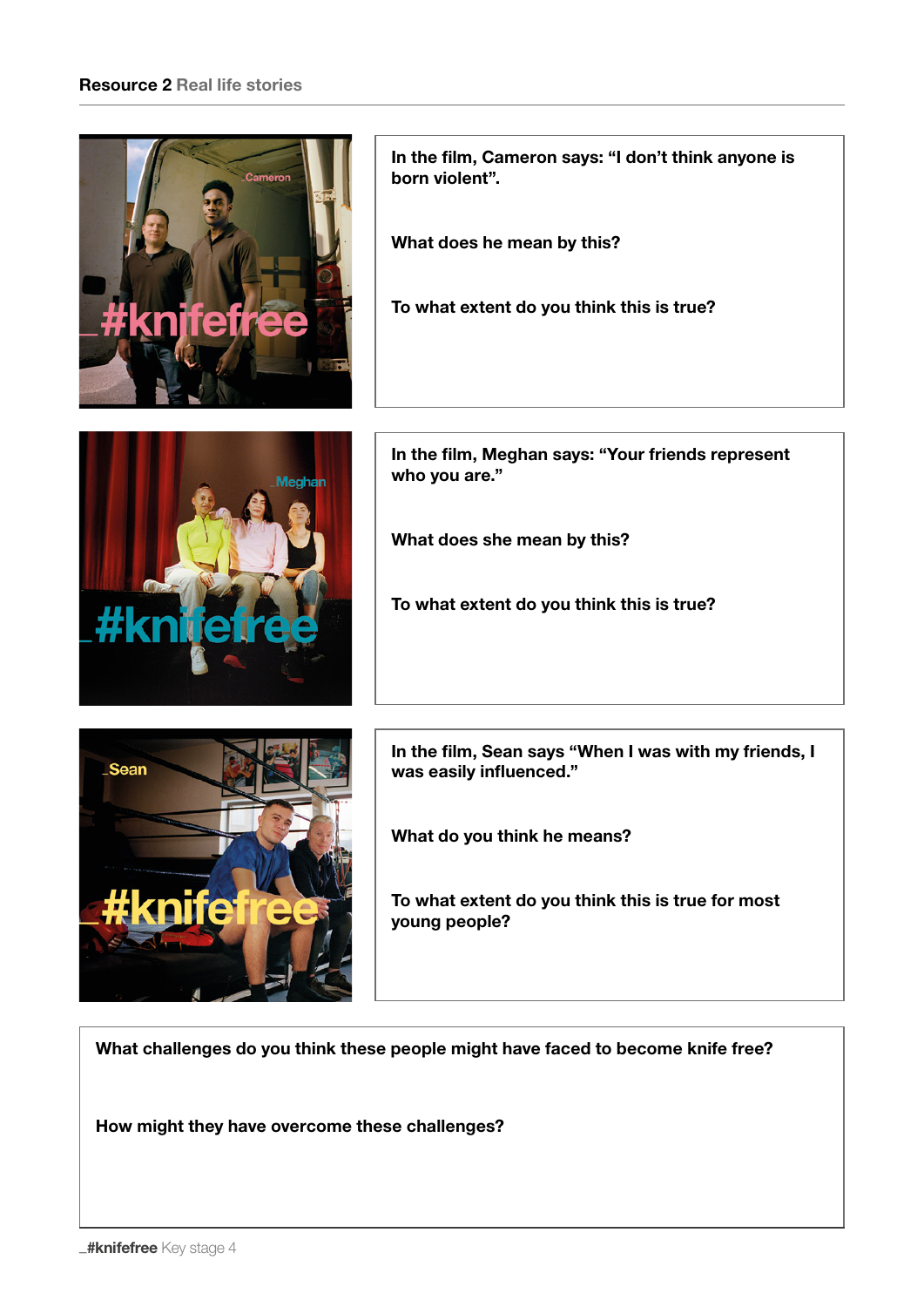**Resource 2** Real life stories

**In the film, Cameron says: "I don't think anyone is born violent".**

**What does he mean by this?**

**To what extent do you think this is true?**

**In the film, Meghan says: "Your friends represent who you are."**

**What does she mean by this?**

**To what extent do you think this is true?**

**In the film, Sean says "When I was with my friends, I was easily influenced."**

**What do you think he means?**

**To what extent do you think this is true for most young people?**

**What challenges do you think these people might have faced to become knife free?**

**How might they have overcome these challenges?**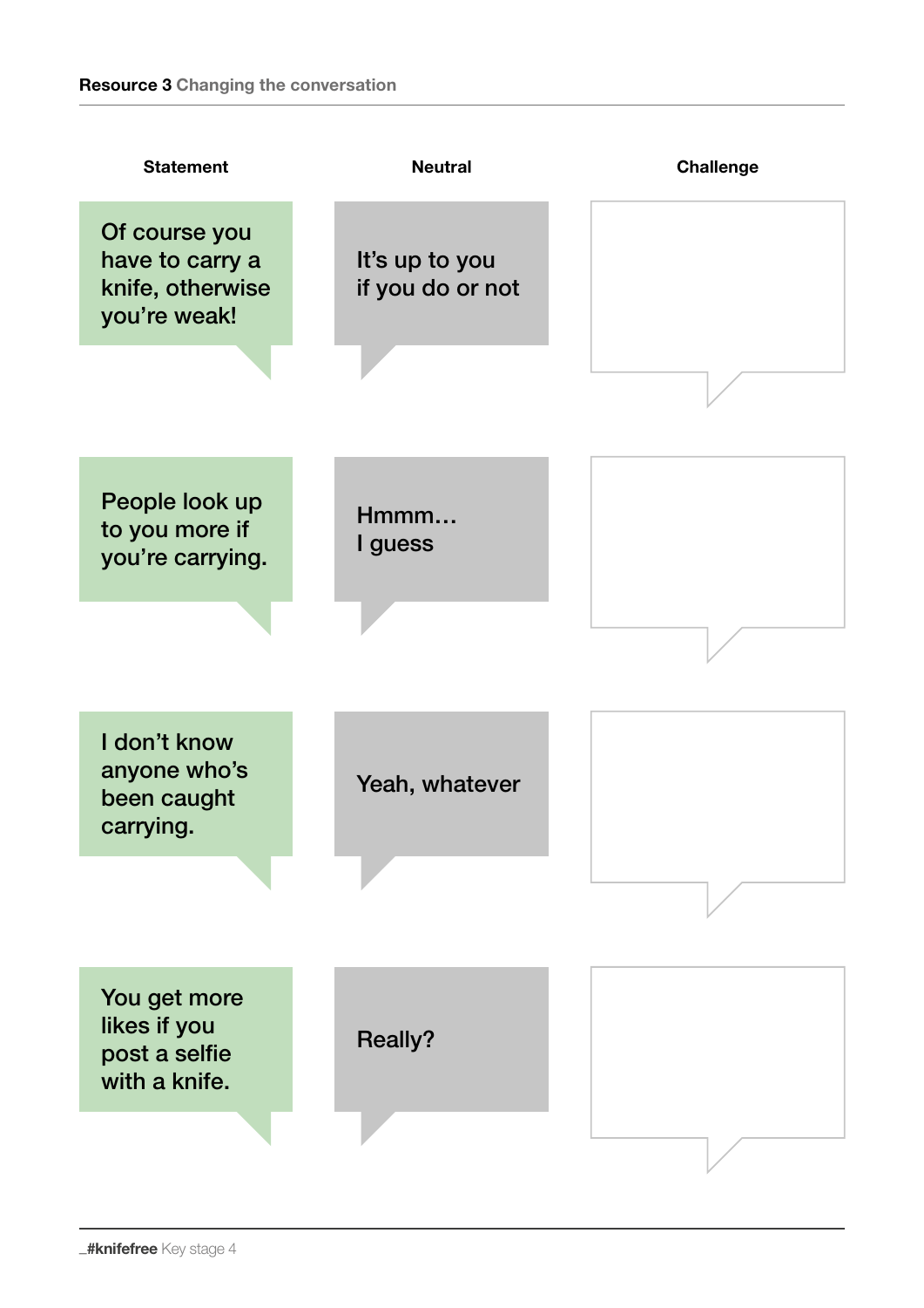**Resource 3** Changing the conversation

| Statement | Neutral | Challenge |
|---|---|---|
| Of course you have to carry a knife, otherwise you're weak! | It's up to you if you do or not | |
| People look up to you more if you're carrying. | Hmmm… I guess | |
| I don't know anyone who's been caught carrying. | Yeah, whatever | |
| You get more likes if you post a selfie with a knife. | Really? | |